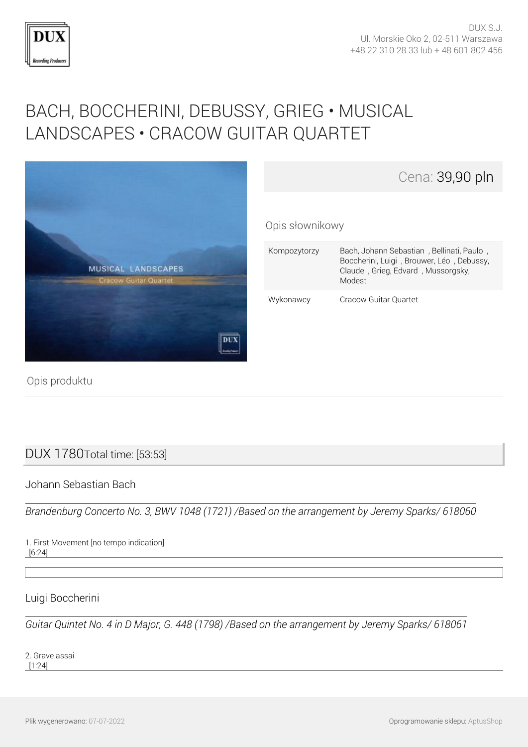DUX S.J.
Ul. Morskie Oko 2, 02-511 Warszawa
+48 22 310 28 33 lub + 48 601 802 456

# BACH, BOCCHERINI, DEBUSSY, GRIEG • MUSICAL LANDSCAPES • CRACOW GUITAR QUARTET

Cena: 39,90 pln

## Opis słownikowy

| Kompozytorzy | Bach, Johann Sebastian , Bellinati, Paulo , Boccherini, Luigi , Brouwer, Léo , Debussy, Claude , Grieg, Edvard , Mussorgsky, Modest |
|---|---|
| Wykonawcy | Cracow Guitar Quartet |

## Opis produktu

## DUX 1780 Total time: [53:53]

### Johann Sebastian Bach

*Brandenburg Concerto No. 3, BWV 1048 (1721) /Based on the arrangement by Jeremy Sparks/ 618060*

1. First Movement [no tempo indication]
[6:24]

### Luigi Boccherini

*Guitar Quintet No. 4 in D Major, G. 448 (1798) /Based on the arrangement by Jeremy Sparks/ 618061*

2. Grave assai
[1:24]

Plik wygenerowano: 07-07-2022

Oprogramowanie sklepu: AptusShop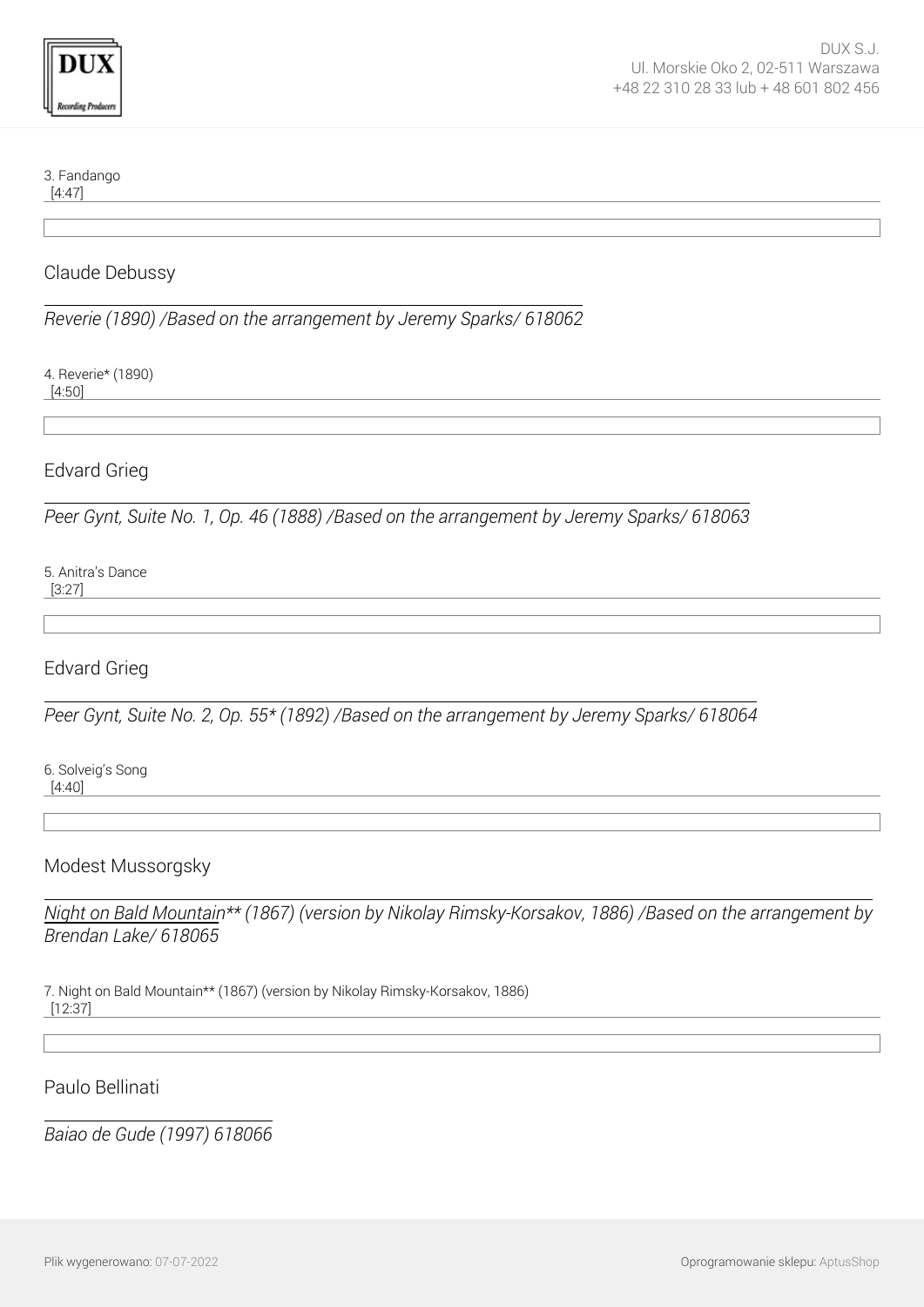3. Fandango
[4:47]

## Claude Debussy

*Reverie (1890) /Based on the arrangement by Jeremy Sparks/ 618062*

4. Reverie* (1890)
[4:50]

## Edvard Grieg

*Peer Gynt, Suite No. 1, Op. 46 (1888) /Based on the arrangement by Jeremy Sparks/ 618063*

5. Anitra's Dance
[3:27]

## Edvard Grieg

*Peer Gynt, Suite No. 2, Op. 55* (1892) /Based on the arrangement by Jeremy Sparks/ 618064*

6. Solveig's Song
[4:40]

## Modest Mussorgsky

*Night on Bald Mountain** (1867) (version by Nikolay Rimsky-Korsakov, 1886) /Based on the arrangement by Brendan Lake/ 618065*

7. Night on Bald Mountain** (1867) (version by Nikolay Rimsky-Korsakov, 1886)
[12:37]

## Paulo Bellinati

*Baiao de Gude (1997) 618066*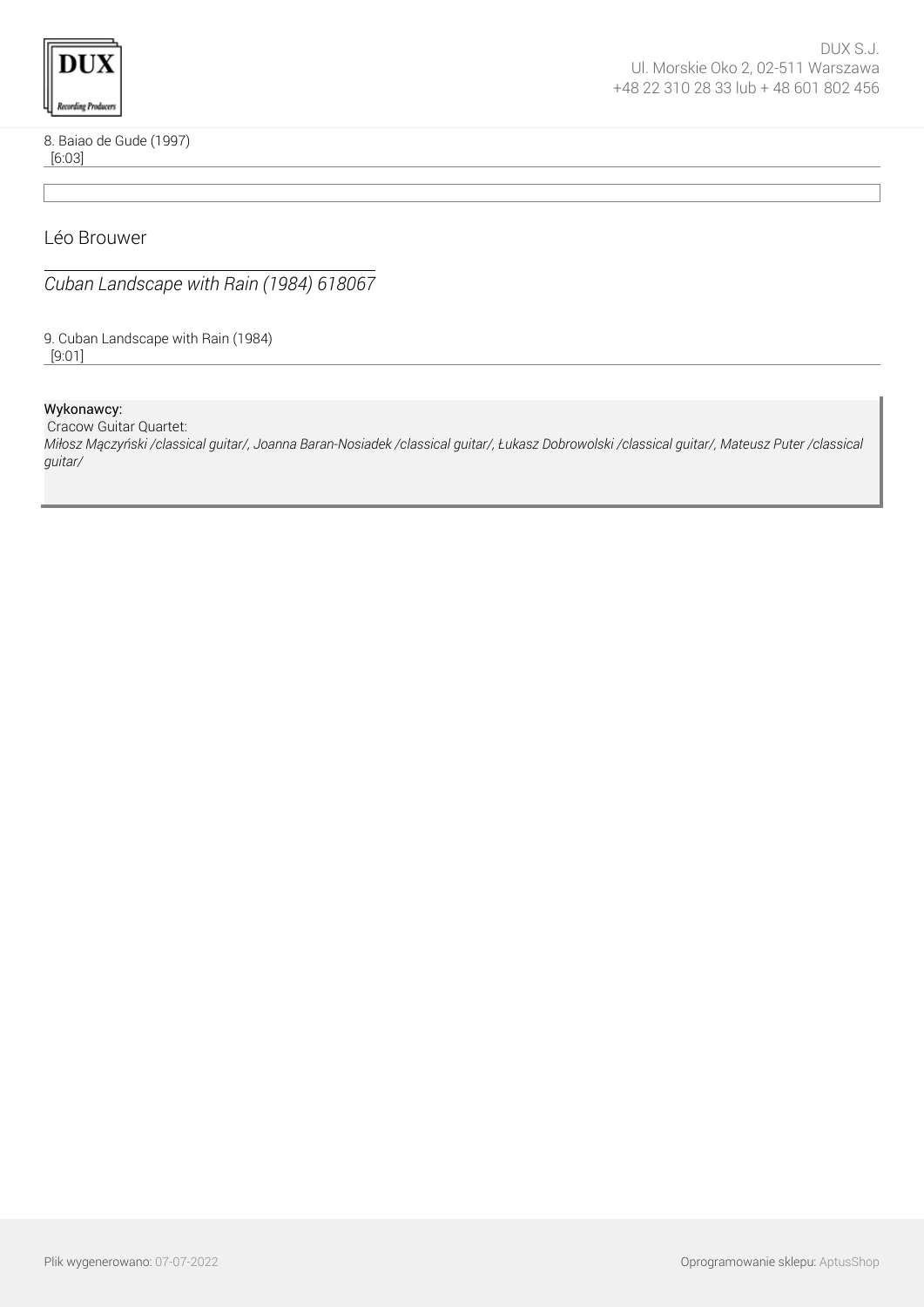8. Baiao de Gude (1997)
[6:03]

Léo Brouwer

*Cuban Landscape with Rain (1984) 618067*

9. Cuban Landscape with Rain (1984)
[9:01]

Wykonawcy:
Cracow Guitar Quartet:
*Miłosz Mączyński /classical guitar/, Joanna Baran-Nosiadek /classical guitar/, Łukasz Dobrowolski /classical guitar/, Mateusz Puter /classical guitar/*